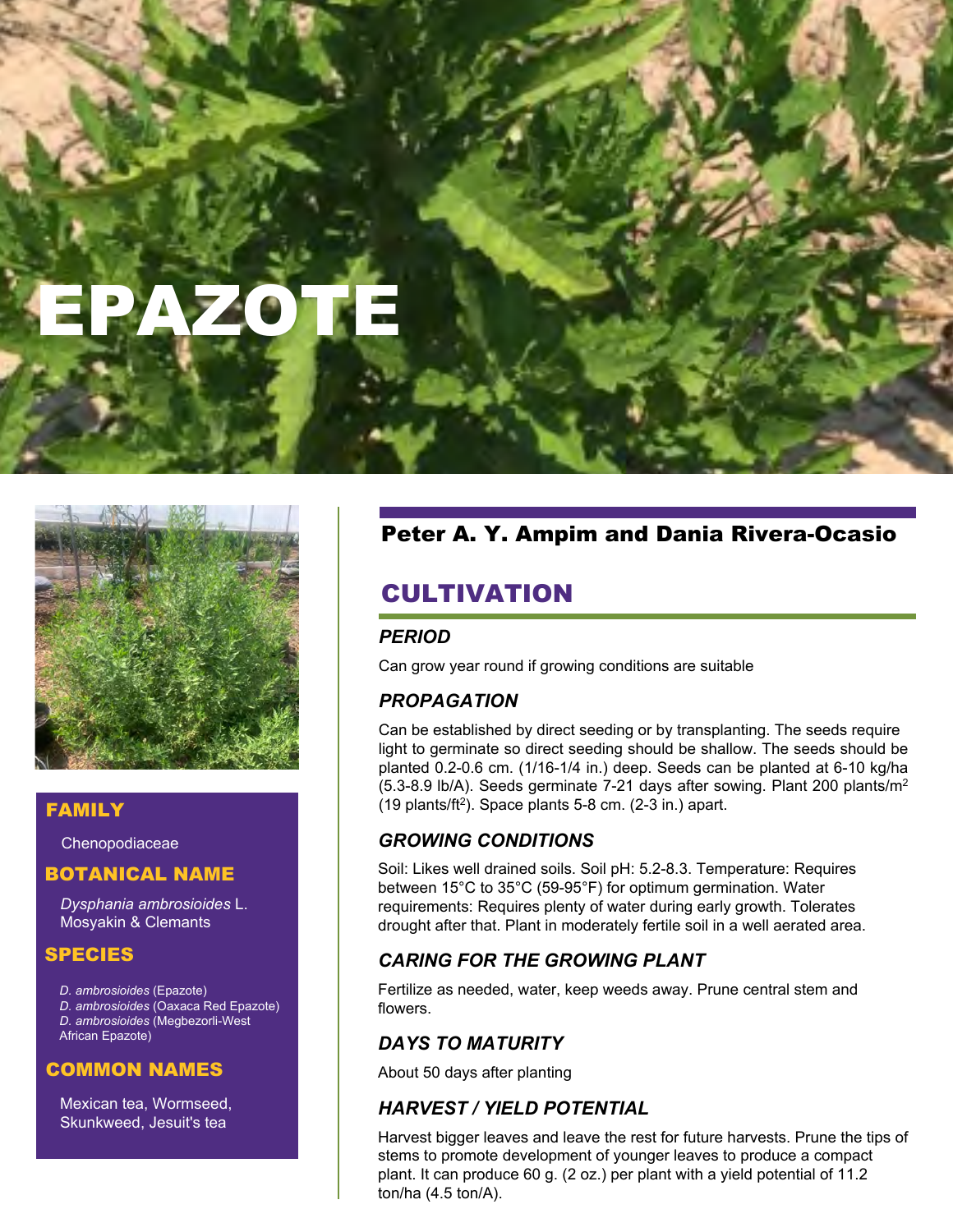# EPAZOTE

## FAMILY

Chenopodiaceae

## BOTANICAL NAME

*Dysphania ambrosioides* L. Mosyakin & Clemants

## SPECIES

*D. ambrosioides* (Epazote)
*D. ambrosioides* (Oaxaca Red Epazote)
*D. ambrosioides* (Megbezorli-West African Epazote)

## COMMON NAMES

Mexican tea, Wormseed, Skunkweed, Jesuit's tea

**Peter A. Y. Ampim and Dania Rivera-Ocasio**

## CULTIVATION

### PERIOD

Can grow year round if growing conditions are suitable

### PROPAGATION

Can be established by direct seeding or by transplanting. The seeds require light to germinate so direct seeding should be shallow. The seeds should be planted 0.2-0.6 cm. (1/16-1/4 in.) deep. Seeds can be planted at 6-10 kg/ha (5.3-8.9 lb/A). Seeds germinate 7-21 days after sowing. Plant 200 plants/$m^2$ (19 plants/$ft^2$). Space plants 5-8 cm. (2-3 in.) apart.

### GROWING CONDITIONS

Soil: Likes well drained soils. Soil pH: 5.2-8.3. Temperature: Requires between 15°C to 35°C (59-95°F) for optimum germination. Water requirements: Requires plenty of water during early growth. Tolerates drought after that. Plant in moderately fertile soil in a well aerated area.

### CARING FOR THE GROWING PLANT

Fertilize as needed, water, keep weeds away. Prune central stem and flowers.

### DAYS TO MATURITY

About 50 days after planting

### HARVEST / YIELD POTENTIAL

Harvest bigger leaves and leave the rest for future harvests. Prune the tips of stems to promote development of younger leaves to produce a compact plant. It can produce 60 g. (2 oz.) per plant with a yield potential of 11.2 ton/ha (4.5 ton/A).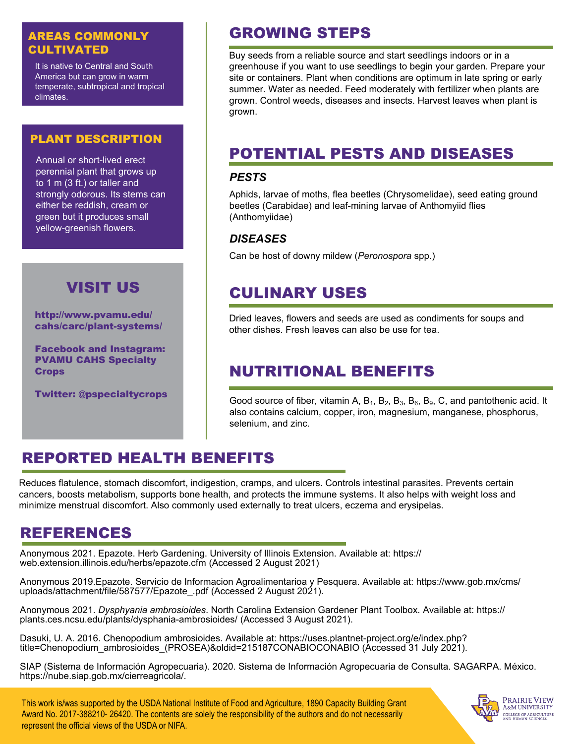## AREAS COMMONLY CULTIVATED

It is native to Central and South America but can grow in warm temperate, subtropical and tropical climates.

## PLANT DESCRIPTION

Annual or short-lived erect perennial plant that grows up to 1 m (3 ft.) or taller and strongly odorous. Its stems can either be reddish, cream or green but it produces small yellow-greenish flowers.

## VISIT US

**http://www.pvamu.edu/cahs/carc/plant-systems/**

**Facebook and Instagram: PVAMU CAHS Specialty Crops**

**Twitter: @pspecialtycrops**

## GROWING STEPS

Buy seeds from a reliable source and start seedlings indoors or in a greenhouse if you want to use seedlings to begin your garden. Prepare your site or containers. Plant when conditions are optimum in late spring or early summer. Water as needed. Feed moderately with fertilizer when plants are grown. Control weeds, diseases and insects. Harvest leaves when plant is grown.

## POTENTIAL PESTS AND DISEASES

### *PESTS*

Aphids, larvae of moths, flea beetles (Chrysomelidae), seed eating ground beetles (Carabidae) and leaf-mining larvae of Anthomyiid flies (Anthomyiidae)

### *DISEASES*

Can be host of downy mildew (*Peronospora* spp.)

## CULINARY USES

Dried leaves, flowers and seeds are used as condiments for soups and other dishes. Fresh leaves can also be use for tea.

## NUTRITIONAL BENEFITS

Good source of fiber, vitamin A, $B_1$, $B_2$, $B_3$, $B_6$, $B_9$, C, and pantothenic acid. It also contains calcium, copper, iron, magnesium, manganese, phosphorus, selenium, and zinc.

## REPORTED HEALTH BENEFITS

Reduces flatulence, stomach discomfort, indigestion, cramps, and ulcers. Controls intestinal parasites. Prevents certain cancers, boosts metabolism, supports bone health, and protects the immune systems. It also helps with weight loss and minimize menstrual discomfort. Also commonly used externally to treat ulcers, eczema and erysipelas.

## REFERENCES

Anonymous 2021. Epazote. Herb Gardening. University of Illinois Extension. Available at: https://web.extension.illinois.edu/herbs/epazote.cfm (Accessed 2 August 2021)

Anonymous 2019.Epazote. Servicio de Informacion Agroalimentarioa y Pesquera. Available at: https://www.gob.mx/cms/uploads/attachment/file/587577/Epazote_.pdf (Accessed 2 August 2021).

Anonymous 2021. *Dysphyania ambrosioides*. North Carolina Extension Gardener Plant Toolbox. Available at: https://plants.ces.ncsu.edu/plants/dysphania-ambrosioides/ (Accessed 3 August 2021).

Dasuki, U. A. 2016. Chenopodium ambrosioides. Available at: https://uses.plantnet-project.org/e/index.php?title=Chenopodium_ambrosioides_(PROSEA)&oldid=215187CONABIOCONABIO (Accessed 31 July 2021).

SIAP (Sistema de Información Agropecuaria). 2020. Sistema de Información Agropecuaria de Consulta. SAGARPA. México. https://nube.siap.gob.mx/cierreagricola/.

This work is/was supported by the USDA National Institute of Food and Agriculture, 1890 Capacity Building Grant Award No. 2017-388210- 26420. The contents are solely the responsibility of the authors and do not necessarily represent the official views of the USDA or NIFA.

PRAIRIE VIEW A&M UNIVERSITY
COLLEGE OF AGRICULTURE AND HUMAN SCIENCES